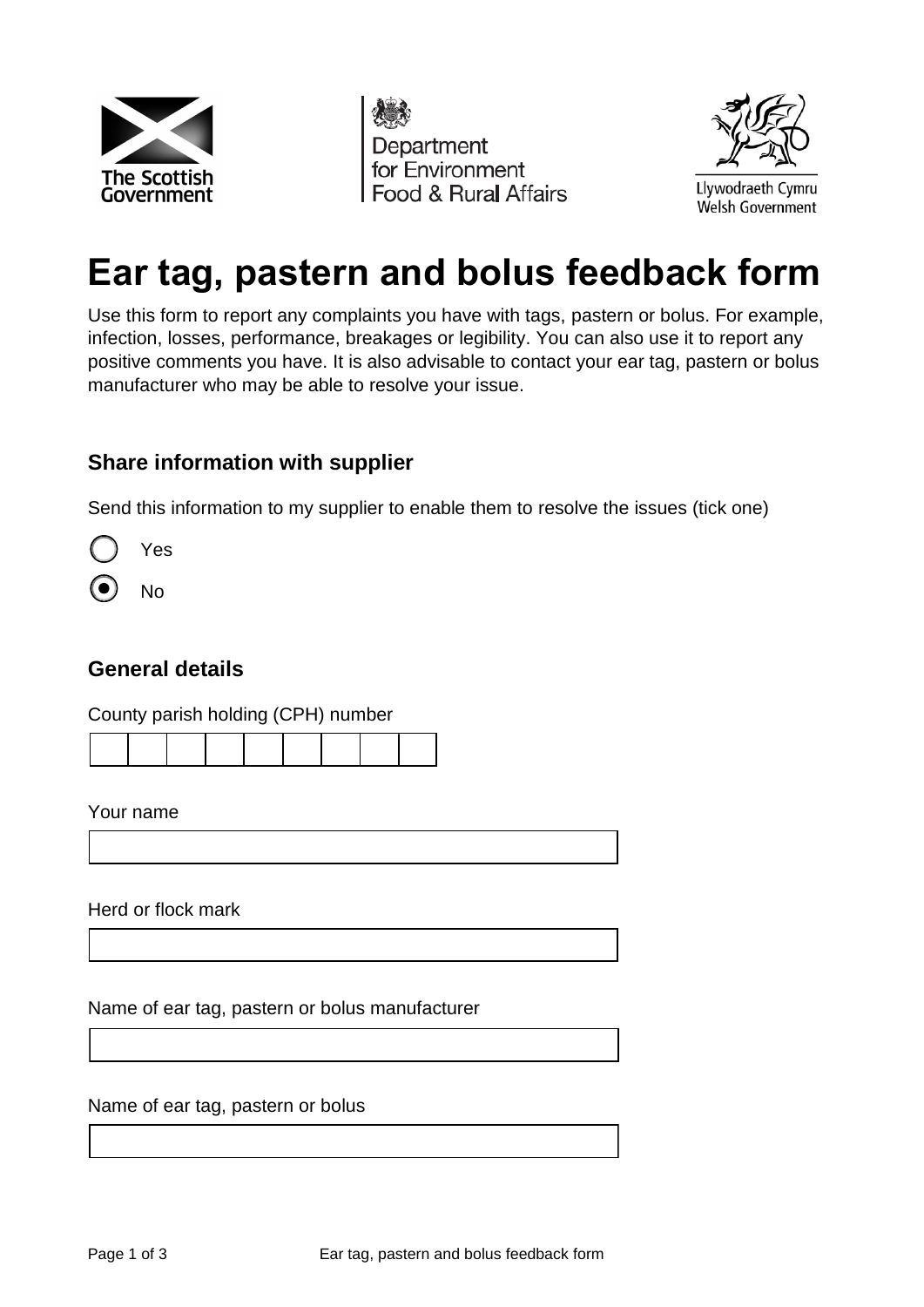The Scottish Government

Department for Environment Food & Rural Affairs

Llywodraeth Cymru
Welsh Government

# Ear tag, pastern and bolus feedback form

Use this form to report any complaints you have with tags, pastern or bolus. For example, infection, losses, performance, breakages or legibility. You can also use it to report any positive comments you have. It is also advisable to contact your ear tag, pastern or bolus manufacturer who may be able to resolve your issue.

## Share information with supplier

Send this information to my supplier to enable them to resolve the issues (tick one)

- ( ) Yes
- (•) No

## General details

County parish holding (CPH) number

| | | | | | | | | |
|---|---|---|---|---|---|---|---|---|
| | | | | | | | | |

Your name

Herd or flock mark

Name of ear tag, pastern or bolus manufacturer

Name of ear tag, pastern or bolus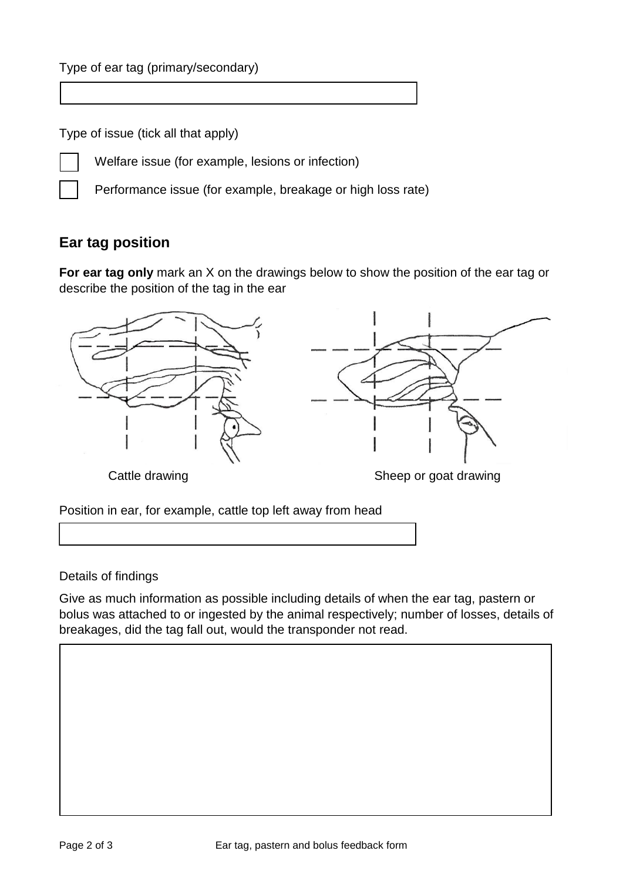Type of ear tag (primary/secondary)

Type of issue (tick all that apply)

- [ ] Welfare issue (for example, lesions or infection)
- [ ] Performance issue (for example, breakage or high loss rate)

## Ear tag position

**For ear tag only** mark an X on the drawings below to show the position of the ear tag or describe the position of the tag in the ear

Cattle drawing

Sheep or goat drawing

Position in ear, for example, cattle top left away from head

Details of findings

Give as much information as possible including details of when the ear tag, pastern or bolus was attached to or ingested by the animal respectively; number of losses, details of breakages, did the tag fall out, would the transponder not read.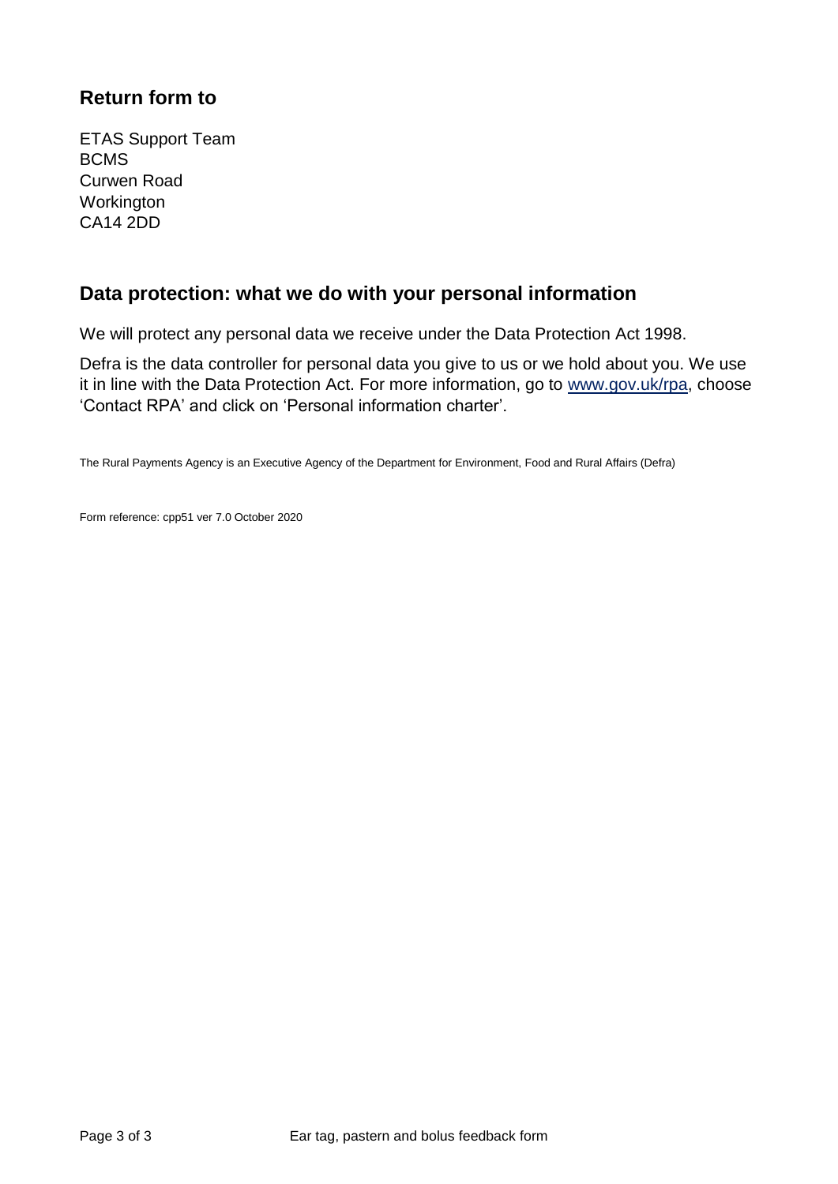## Return form to

ETAS Support Team
BCMS
Curwen Road
Workington
CA14 2DD

## Data protection: what we do with your personal information

We will protect any personal data we receive under the Data Protection Act 1998.

Defra is the data controller for personal data you give to us or we hold about you. We use it in line with the Data Protection Act. For more information, go to [www.gov.uk/rpa](http://www.gov.uk/rpa), choose 'Contact RPA' and click on 'Personal information charter'.

The Rural Payments Agency is an Executive Agency of the Department for Environment, Food and Rural Affairs (Defra)

Form reference: cpp51 ver 7.0 October 2020